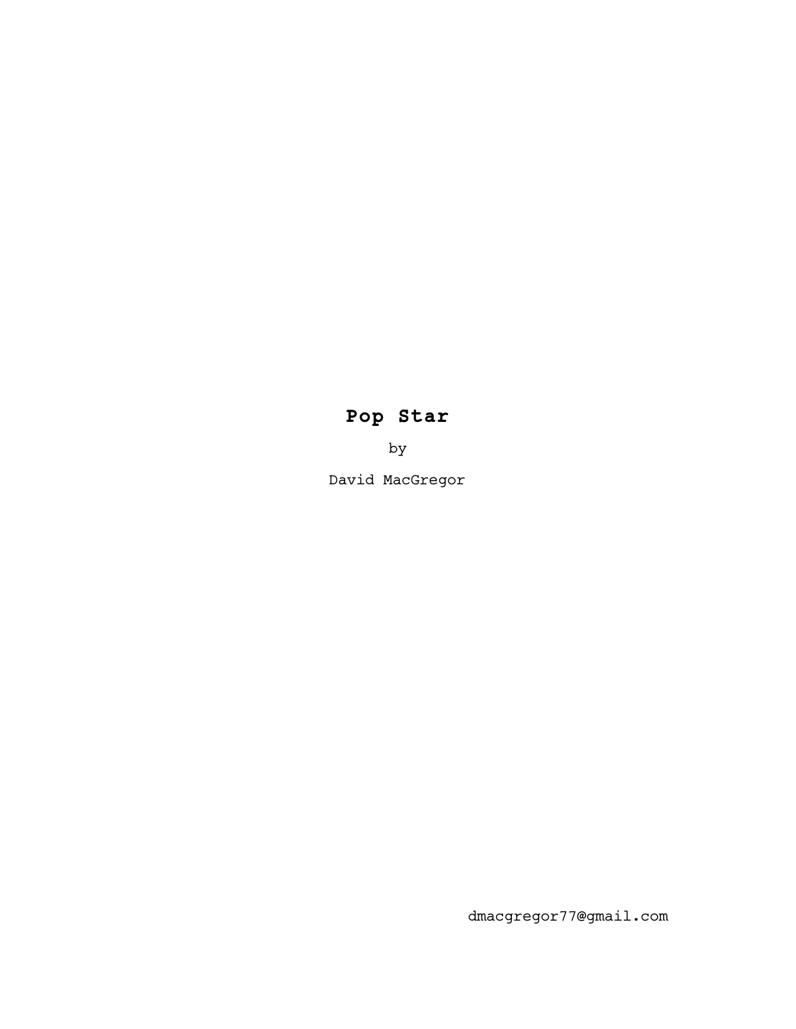# **Pop Star**

by

David MacGregor

dmacgregor77@gmail.com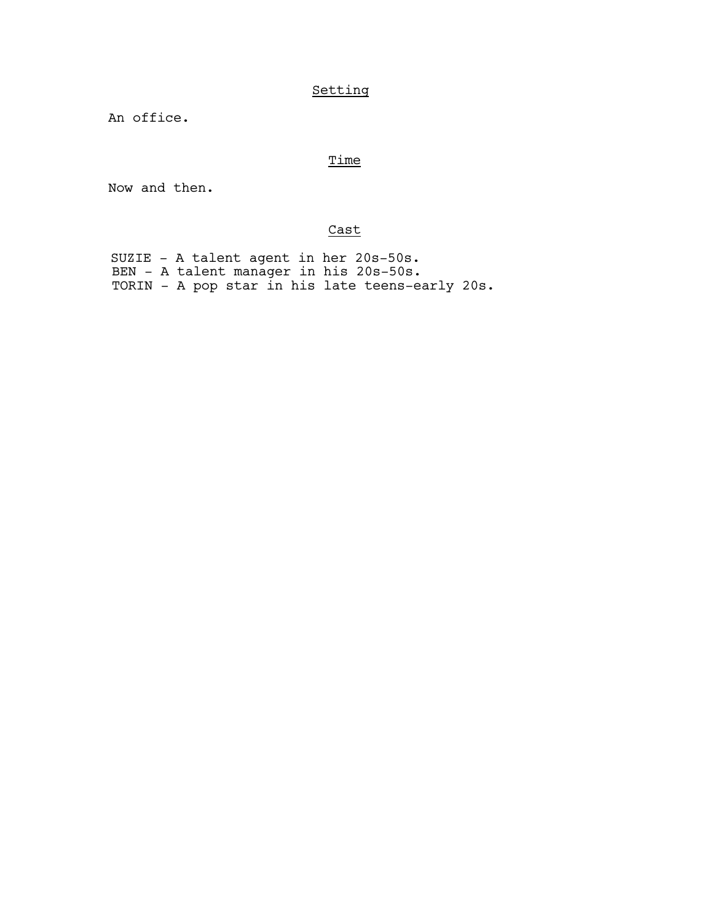## Setting

An office.

## Time

Now and then.

## Cast

SUZIE - A talent agent in her 20s-50s.
BEN - A talent manager in his 20s-50s.
TORIN - A pop star in his late teens-early 20s.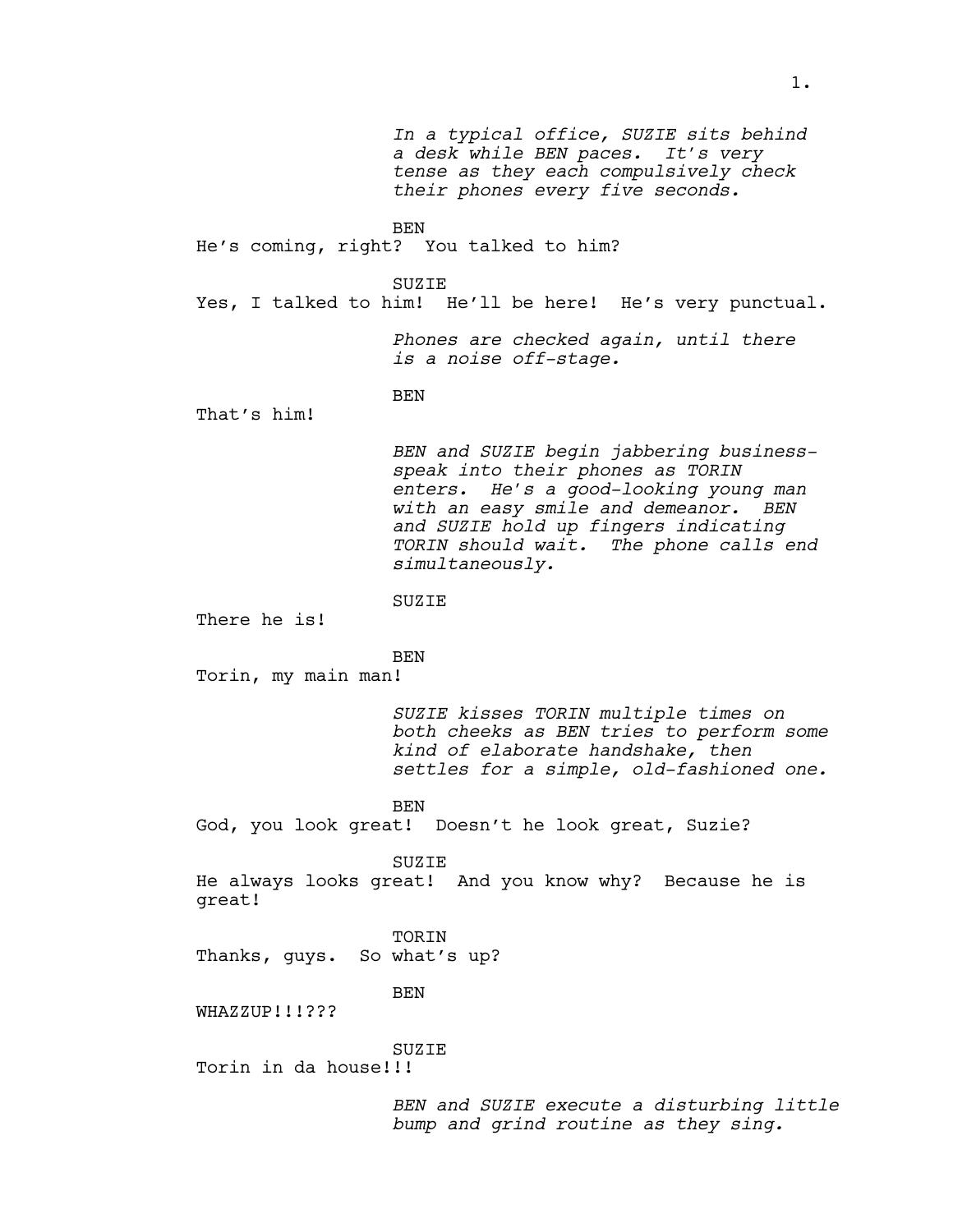*In a typical office, SUZIE sits behind a desk while BEN paces. It's very tense as they each compulsively check their phones every five seconds.*

BEN

He's coming, right? You talked to him?

SUZIE

Yes, I talked to him! He'll be here! He's very punctual.

*Phones are checked again, until there is a noise off-stage.*

BEN

That's him!

*BEN and SUZIE begin jabbering business-speak into their phones as TORIN enters. He's a good-looking young man with an easy smile and demeanor. BEN and SUZIE hold up fingers indicating TORIN should wait. The phone calls end simultaneously.*

SUZIE

There he is!

BEN

Torin, my main man!

*SUZIE kisses TORIN multiple times on both cheeks as BEN tries to perform some kind of elaborate handshake, then settles for a simple, old-fashioned one.*

BEN

God, you look great! Doesn't he look great, Suzie?

SUZIE

He always looks great! And you know why? Because he is great!

TORIN

Thanks, guys. So what's up?

BEN

WHAZZUP!!!???

SUZIE

Torin in da house!!!

*BEN and SUZIE execute a disturbing little bump and grind routine as they sing.*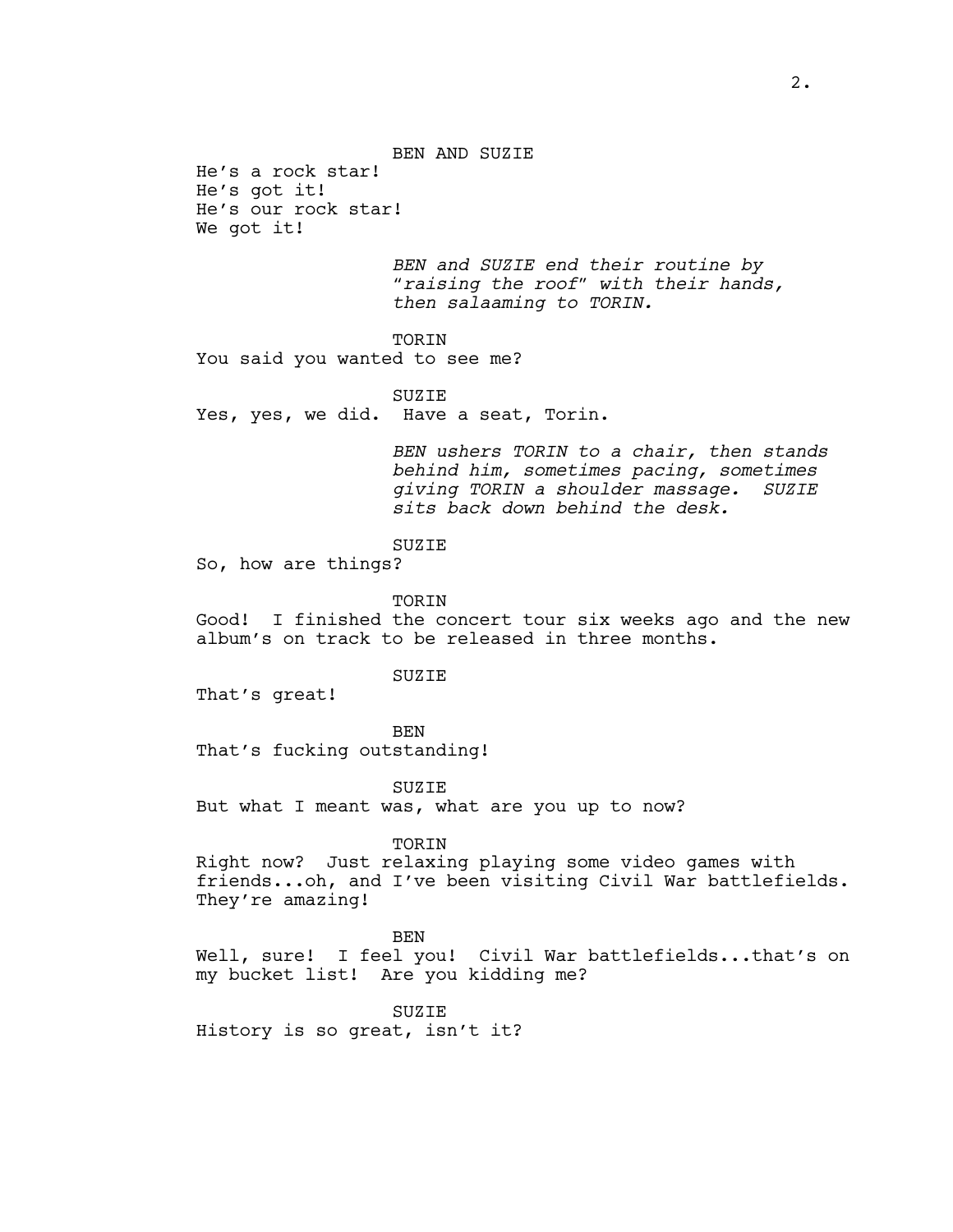BEN AND SUZIE

He's a rock star!
He's got it!
He's our rock star!
We got it!

*BEN and SUZIE end their routine by "raising the roof" with their hands, then salaaming to TORIN.*

TORIN

You said you wanted to see me?

SUZIE

Yes, yes, we did. Have a seat, Torin.

*BEN ushers TORIN to a chair, then stands behind him, sometimes pacing, sometimes giving TORIN a shoulder massage. SUZIE sits back down behind the desk.*

SUZIE

So, how are things?

TORIN

Good! I finished the concert tour six weeks ago and the new album's on track to be released in three months.

SUZIE

That's great!

BEN

That's fucking outstanding!

SUZIE

But what I meant was, what are you up to now?

TORIN

Right now? Just relaxing playing some video games with friends...oh, and I've been visiting Civil War battlefields. They're amazing!

BEN

Well, sure! I feel you! Civil War battlefields...that's on my bucket list! Are you kidding me?

SUZIE

History is so great, isn't it?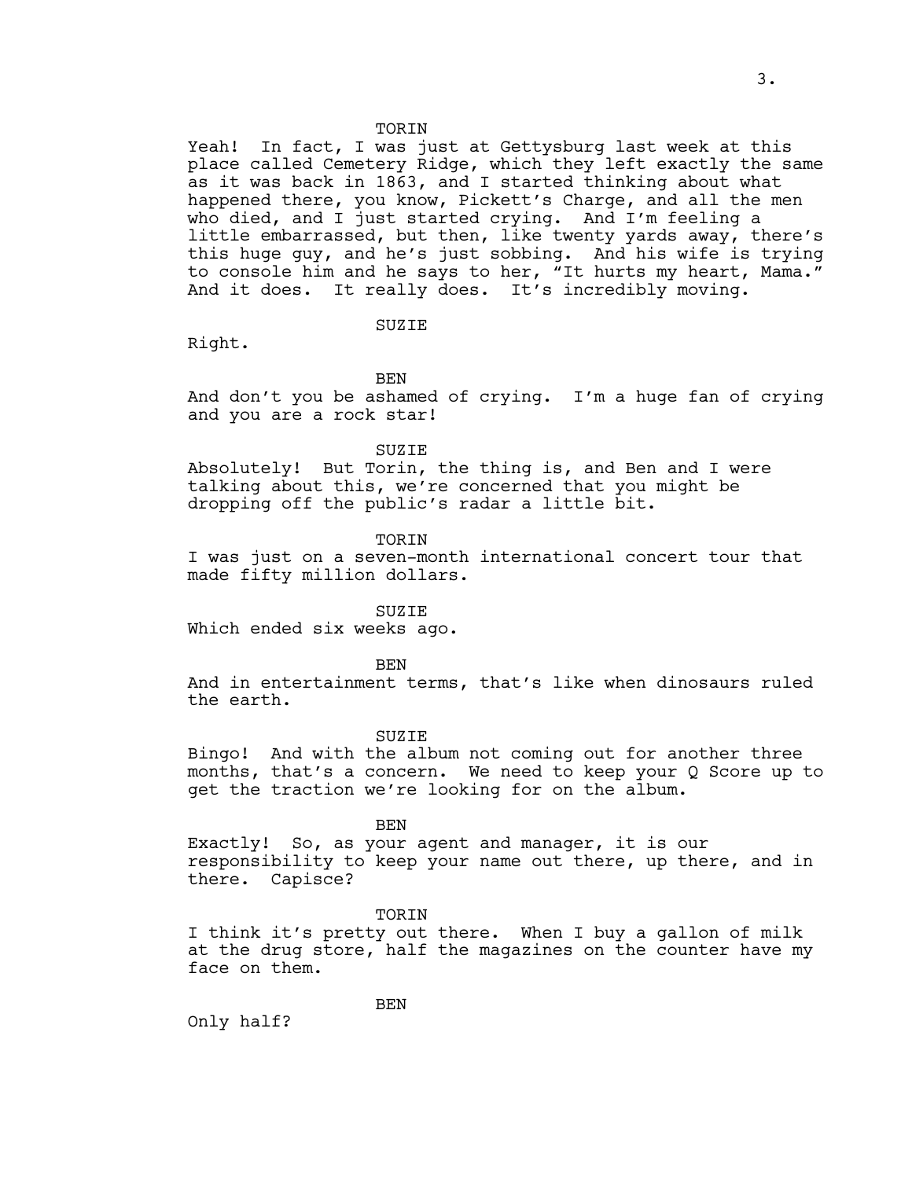TORIN

Yeah! In fact, I was just at Gettysburg last week at this place called Cemetery Ridge, which they left exactly the same as it was back in 1863, and I started thinking about what happened there, you know, Pickett's Charge, and all the men who died, and I just started crying. And I'm feeling a little embarrassed, but then, like twenty yards away, there's this huge guy, and he's just sobbing. And his wife is trying to console him and he says to her, "It hurts my heart, Mama." And it does. It really does. It's incredibly moving.

SUZIE

Right.

BEN

And don't you be ashamed of crying. I'm a huge fan of crying and you are a rock star!

SUZIE

Absolutely! But Torin, the thing is, and Ben and I were talking about this, we're concerned that you might be dropping off the public's radar a little bit.

TORIN

I was just on a seven-month international concert tour that made fifty million dollars.

SUZIE

Which ended six weeks ago.

BEN

And in entertainment terms, that's like when dinosaurs ruled the earth.

SUZIE

Bingo! And with the album not coming out for another three months, that's a concern. We need to keep your Q Score up to get the traction we're looking for on the album.

BEN

Exactly! So, as your agent and manager, it is our responsibility to keep your name out there, up there, and in there. Capisce?

TORIN

I think it's pretty out there. When I buy a gallon of milk at the drug store, half the magazines on the counter have my face on them.

BEN

Only half?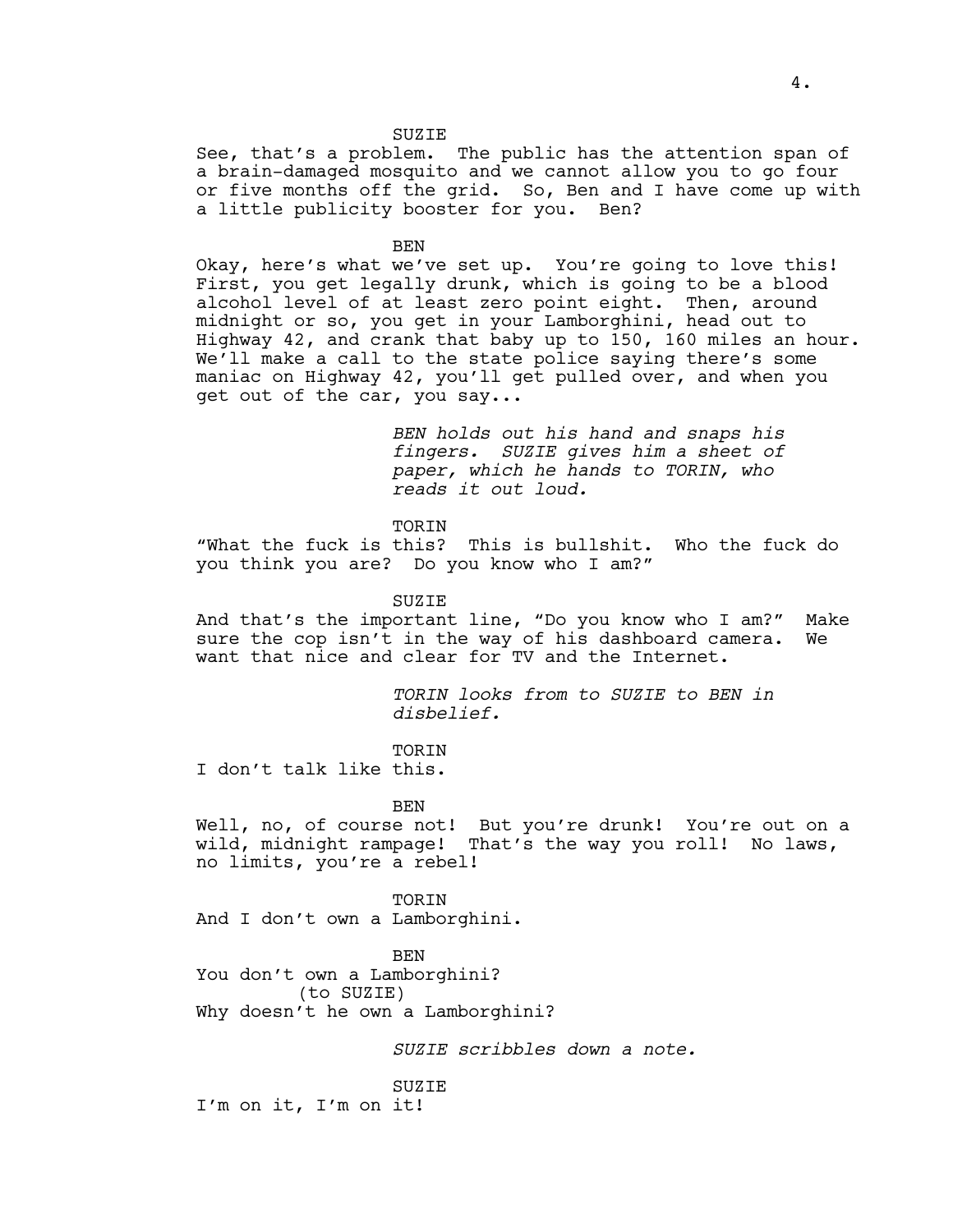SUZIE

See, that's a problem. The public has the attention span of a brain-damaged mosquito and we cannot allow you to go four or five months off the grid. So, Ben and I have come up with a little publicity booster for you. Ben?

BEN

Okay, here's what we've set up. You're going to love this! First, you get legally drunk, which is going to be a blood alcohol level of at least zero point eight. Then, around midnight or so, you get in your Lamborghini, head out to Highway 42, and crank that baby up to 150, 160 miles an hour. We'll make a call to the state police saying there's some maniac on Highway 42, you'll get pulled over, and when you get out of the car, you say...

*BEN holds out his hand and snaps his fingers. SUZIE gives him a sheet of paper, which he hands to TORIN, who reads it out loud.*

TORIN

"What the fuck is this? This is bullshit. Who the fuck do you think you are? Do you know who I am?"

SUZIE

And that's the important line, "Do you know who I am?" Make sure the cop isn't in the way of his dashboard camera. We want that nice and clear for TV and the Internet.

*TORIN looks from to SUZIE to BEN in disbelief.*

TORIN

I don't talk like this.

BEN

Well, no, of course not! But you're drunk! You're out on a wild, midnight rampage! That's the way you roll! No laws, no limits, you're a rebel!

TORIN

And I don't own a Lamborghini.

BEN

You don't own a Lamborghini?
(to SUZIE)
Why doesn't he own a Lamborghini?

*SUZIE scribbles down a note.*

SUZIE

I'm on it, I'm on it!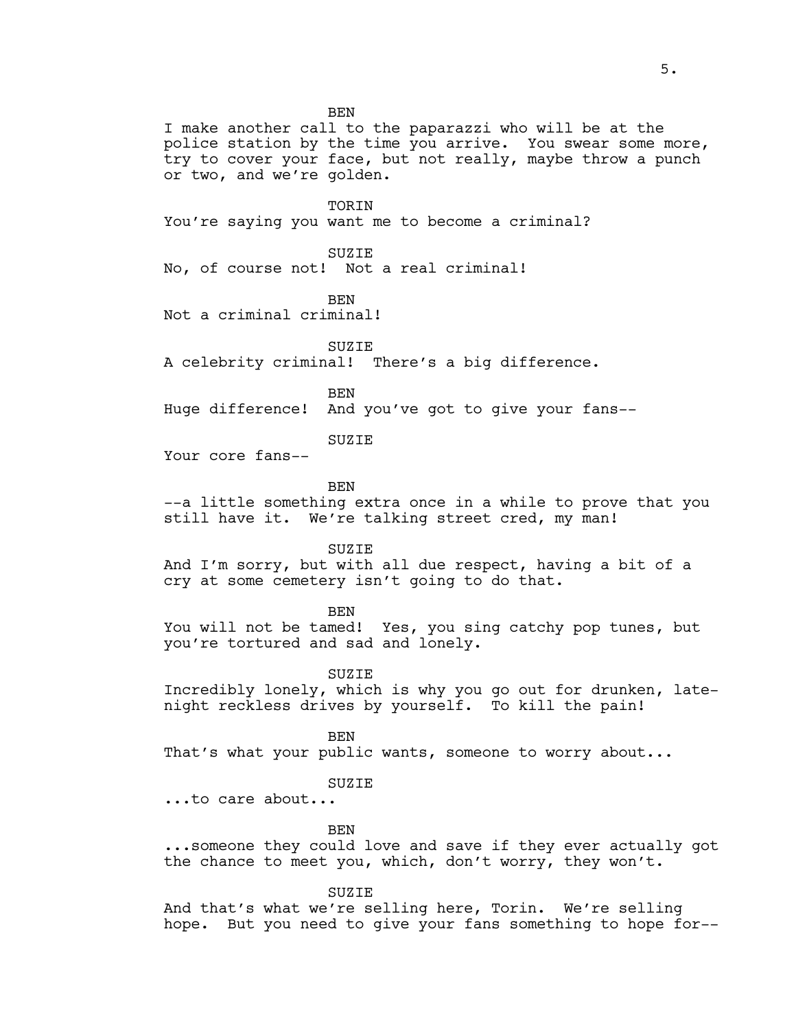BEN

I make another call to the paparazzi who will be at the police station by the time you arrive. You swear some more, try to cover your face, but not really, maybe throw a punch or two, and we're golden.

TORIN

You're saying you want me to become a criminal?

SUZIE

No, of course not! Not a real criminal!

BEN

Not a criminal criminal!

SUZIE

A celebrity criminal! There's a big difference.

BEN

Huge difference! And you've got to give your fans--

SUZIE

Your core fans--

BEN

--a little something extra once in a while to prove that you still have it. We're talking street cred, my man!

SUZIE

And I'm sorry, but with all due respect, having a bit of a cry at some cemetery isn't going to do that.

BEN

You will not be tamed! Yes, you sing catchy pop tunes, but you're tortured and sad and lonely.

SUZIE

Incredibly lonely, which is why you go out for drunken, late-night reckless drives by yourself. To kill the pain!

BEN

That's what your public wants, someone to worry about...

SUZIE

...to care about...

BEN

...someone they could love and save if they ever actually got the chance to meet you, which, don't worry, they won't.

SUZIE

And that's what we're selling here, Torin. We're selling hope. But you need to give your fans something to hope for--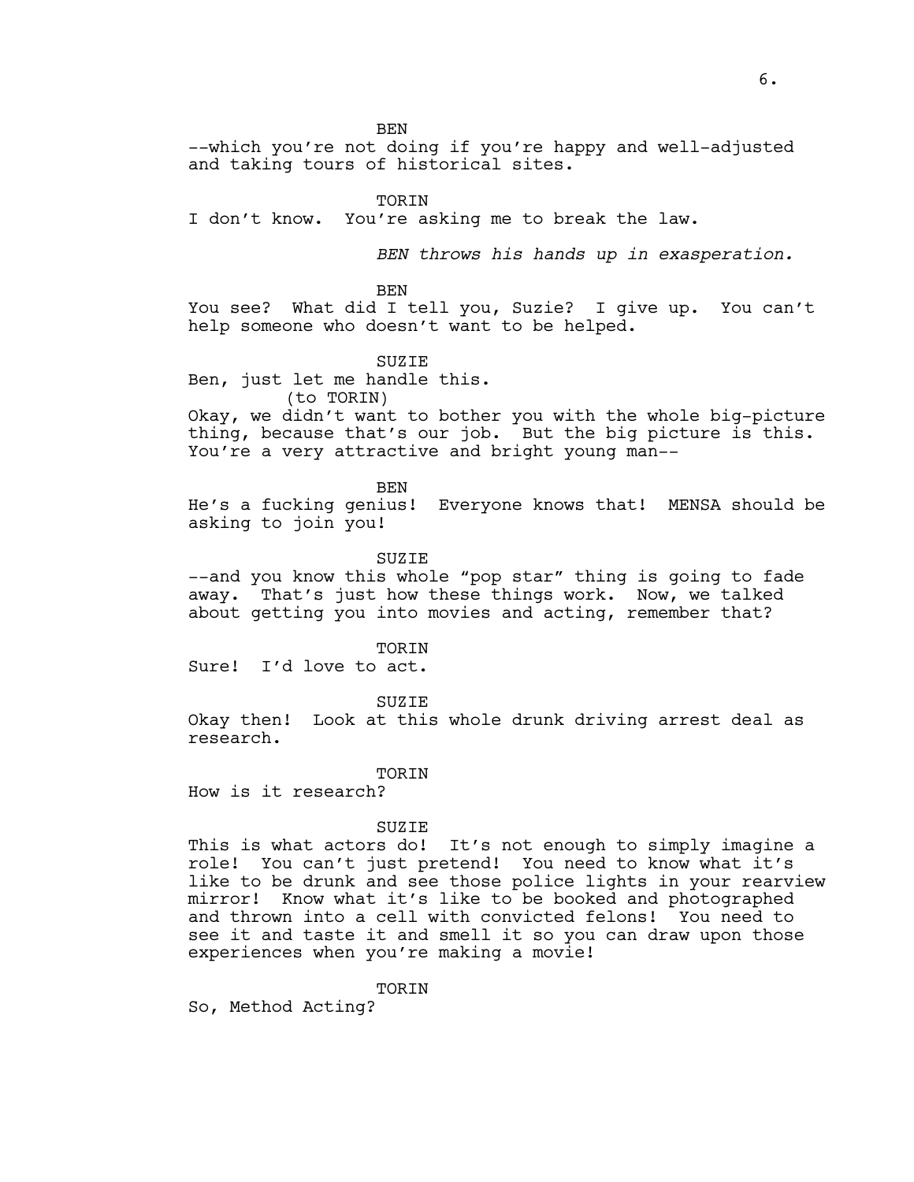BEN

--which you're not doing if you're happy and well-adjusted and taking tours of historical sites.

TORIN

I don't know. You're asking me to break the law.

*BEN throws his hands up in exasperation.*

BEN

You see? What did I tell you, Suzie? I give up. You can't help someone who doesn't want to be helped.

SUZIE

Ben, just let me handle this.
(to TORIN)
Okay, we didn't want to bother you with the whole big-picture thing, because that's our job. But the big picture is this. You're a very attractive and bright young man--

BEN

He's a fucking genius! Everyone knows that! MENSA should be asking to join you!

SUZIE

--and you know this whole "pop star" thing is going to fade away. That's just how these things work. Now, we talked about getting you into movies and acting, remember that?

TORIN

Sure! I'd love to act.

SUZIE

Okay then! Look at this whole drunk driving arrest deal as research.

TORIN

How is it research?

SUZIE

This is what actors do! It's not enough to simply imagine a role! You can't just pretend! You need to know what it's like to be drunk and see those police lights in your rearview mirror! Know what it's like to be booked and photographed and thrown into a cell with convicted felons! You need to see it and taste it and smell it so you can draw upon those experiences when you're making a movie!

TORIN

So, Method Acting?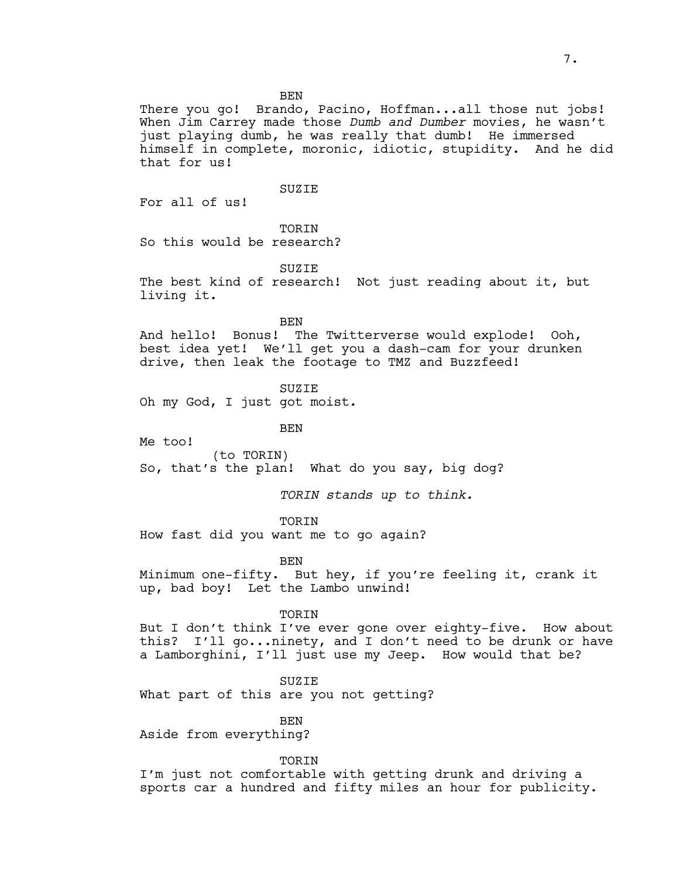BEN

There you go! Brando, Pacino, Hoffman...all those nut jobs! When Jim Carrey made those *Dumb and Dumber* movies, he wasn't just playing dumb, he was really that dumb! He immersed himself in complete, moronic, idiotic, stupidity. And he did that for us!

SUZIE

For all of us!

TORIN

So this would be research?

SUZIE

The best kind of research! Not just reading about it, but living it.

BEN

And hello! Bonus! The Twitterverse would explode! Ooh, best idea yet! We'll get you a dash-cam for your drunken drive, then leak the footage to TMZ and Buzzfeed!

SUZIE

Oh my God, I just got moist.

BEN

Me too!
(to TORIN)
So, that's the plan! What do you say, big dog?

*TORIN stands up to think.*

TORIN

How fast did you want me to go again?

BEN

Minimum one-fifty. But hey, if you're feeling it, crank it up, bad boy! Let the Lambo unwind!

TORIN

But I don't think I've ever gone over eighty-five. How about this? I'll go...ninety, and I don't need to be drunk or have a Lamborghini, I'll just use my Jeep. How would that be?

SUZIE

What part of this are you not getting?

BEN

Aside from everything?

TORIN

I'm just not comfortable with getting drunk and driving a sports car a hundred and fifty miles an hour for publicity.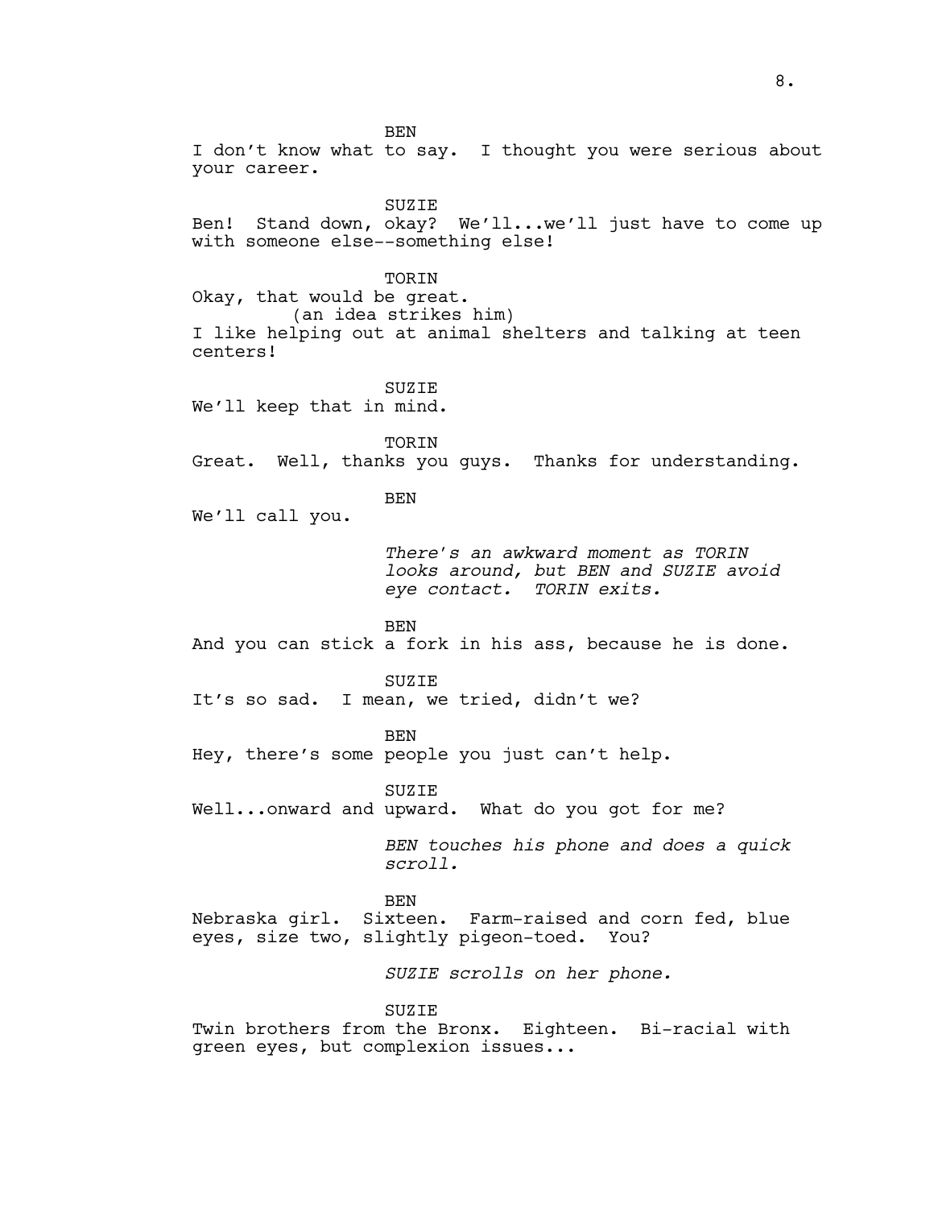BEN

I don't know what to say. I thought you were serious about your career.

SUZIE

Ben! Stand down, okay? We'll...we'll just have to come up with someone else--something else!

TORIN

Okay, that would be great.

(an idea strikes him)

I like helping out at animal shelters and talking at teen centers!

SUZIE

We'll keep that in mind.

TORIN

Great. Well, thanks you guys. Thanks for understanding.

BEN

We'll call you.

*There's an awkward moment as TORIN looks around, but BEN and SUZIE avoid eye contact. TORIN exits.*

BEN

And you can stick a fork in his ass, because he is done.

SUZIE

It's so sad. I mean, we tried, didn't we?

BEN

Hey, there's some people you just can't help.

SUZIE

Well...onward and upward. What do you got for me?

*BEN touches his phone and does a quick scroll.*

BEN

Nebraska girl. Sixteen. Farm-raised and corn fed, blue eyes, size two, slightly pigeon-toed. You?

*SUZIE scrolls on her phone.*

SUZIE

Twin brothers from the Bronx. Eighteen. Bi-racial with green eyes, but complexion issues...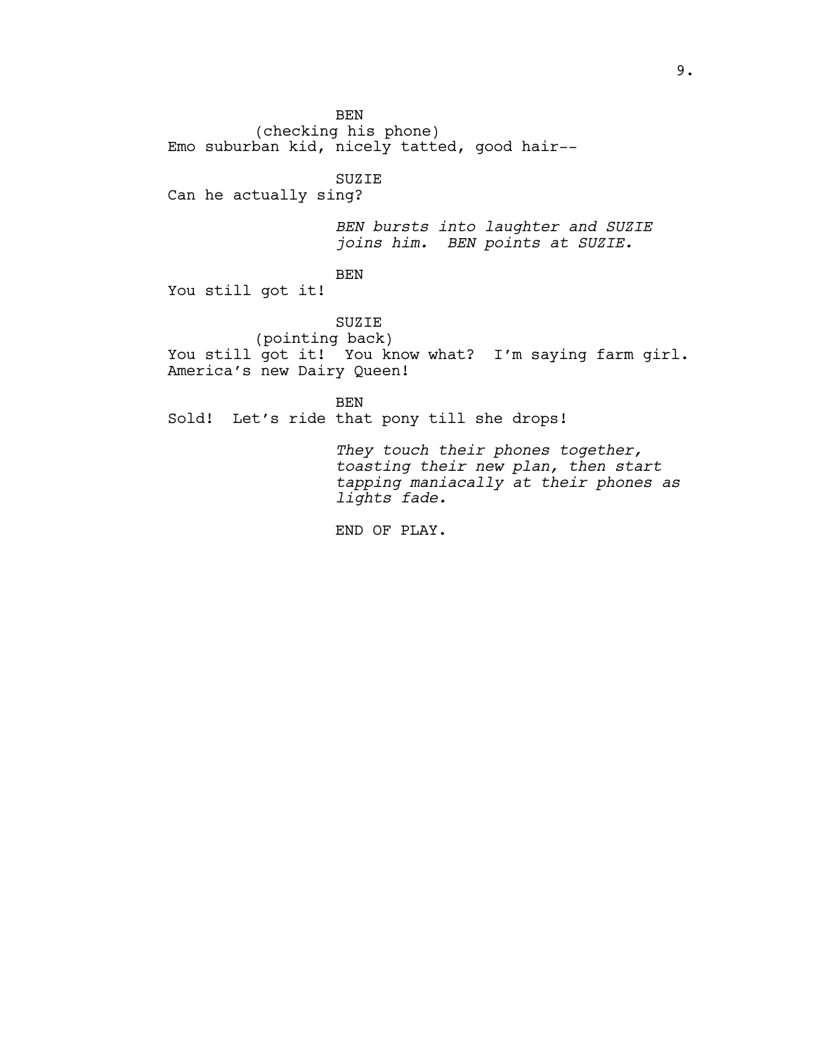BEN

(checking his phone)

Emo suburban kid, nicely tatted, good hair--

SUZIE

Can he actually sing?

*BEN bursts into laughter and SUZIE joins him. BEN points at SUZIE.*

BEN

You still got it!

SUZIE

(pointing back)

You still got it! You know what? I'm saying farm girl. America's new Dairy Queen!

BEN

Sold! Let's ride that pony till she drops!

*They touch their phones together, toasting their new plan, then start tapping maniacally at their phones as lights fade.*

END OF PLAY.